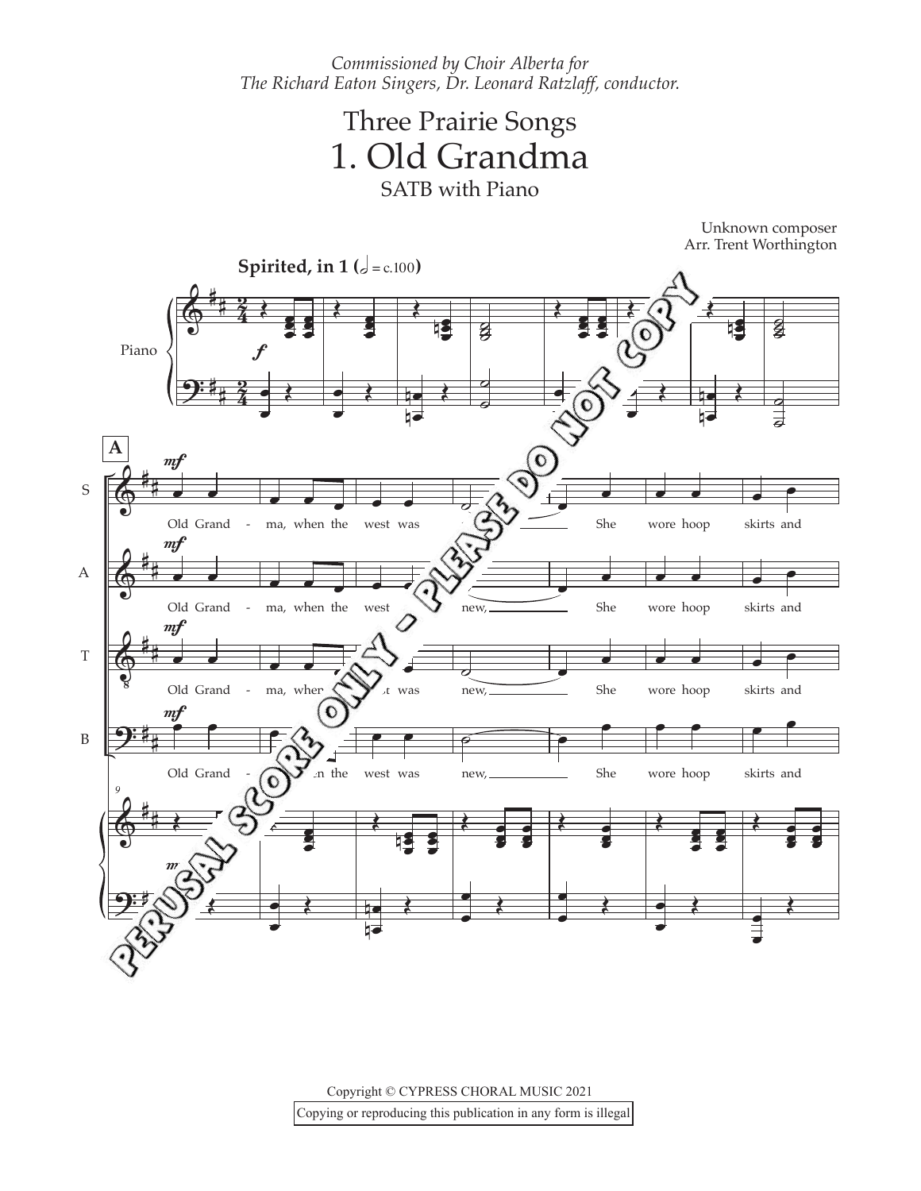*Commissioned by Choir Alberta for*
*The Richard Eaton Singers, Dr. Leonard Ratzlaff, conductor.*

# Three Prairie Songs
# 1. Old Grandma
SATB with Piano

Unknown composer
Arr. Trent Worthington

**Spirited, in 1** (𝅗𝅥 = c.100)

Old Grand - ma, when the west was new, She wore hoop skirts and

PERUSAL SCORE ONLY - PLEASE DO NOT COPY

Copyright © CYPRESS CHORAL MUSIC 2021
Copying or reproducing this publication in any form is illegal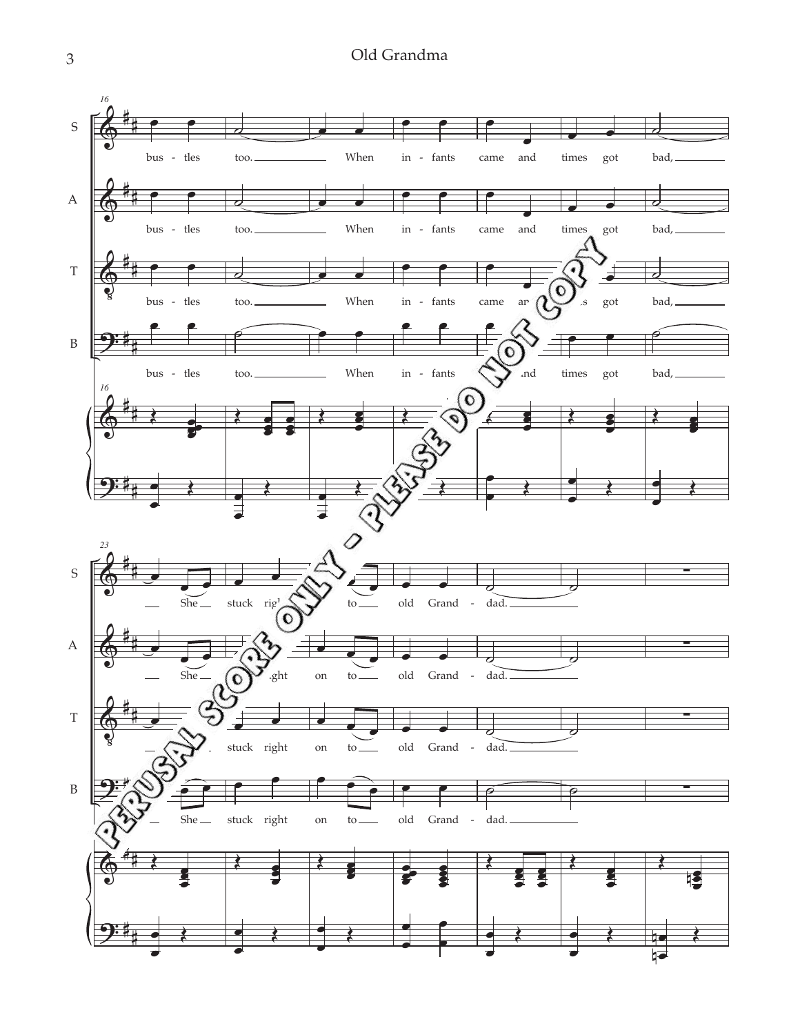bus - tles too. When in - fants came and times got bad, She stuck right on to old Grand - dad.

PERUSAL SCORE ONLY - PLEASE DO NOT COPY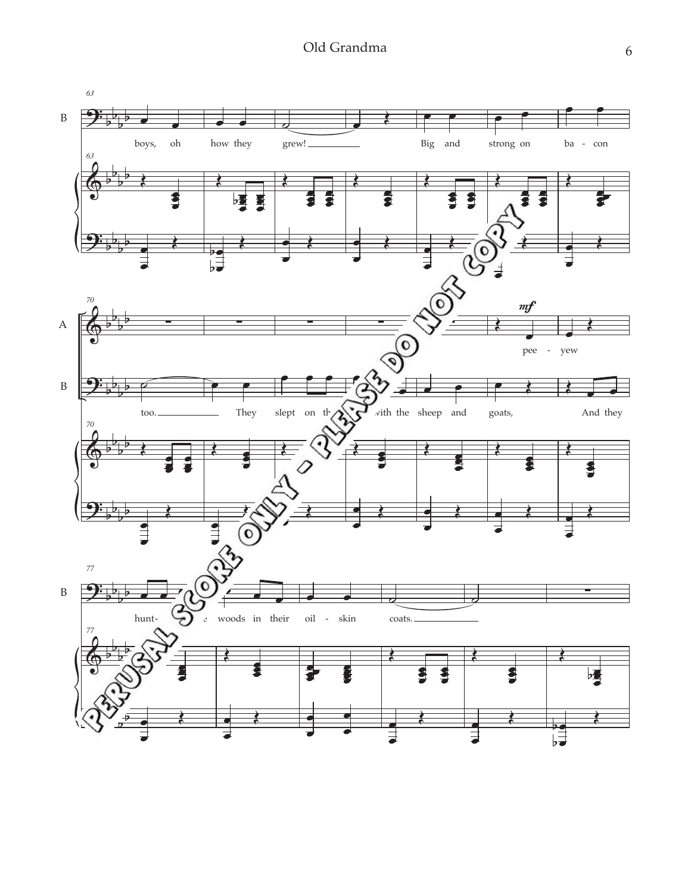63

B

boys, oh how they grew! Big and strong on ba - con

70

A

*mf*

pee - yew

B

too. They slept on th... ...with the sheep and goats, And they

77

B

hunt- ...e woods in their oil - skin coats.

PERUSAL SCORE ONLY - PLEASE DO NOT COPY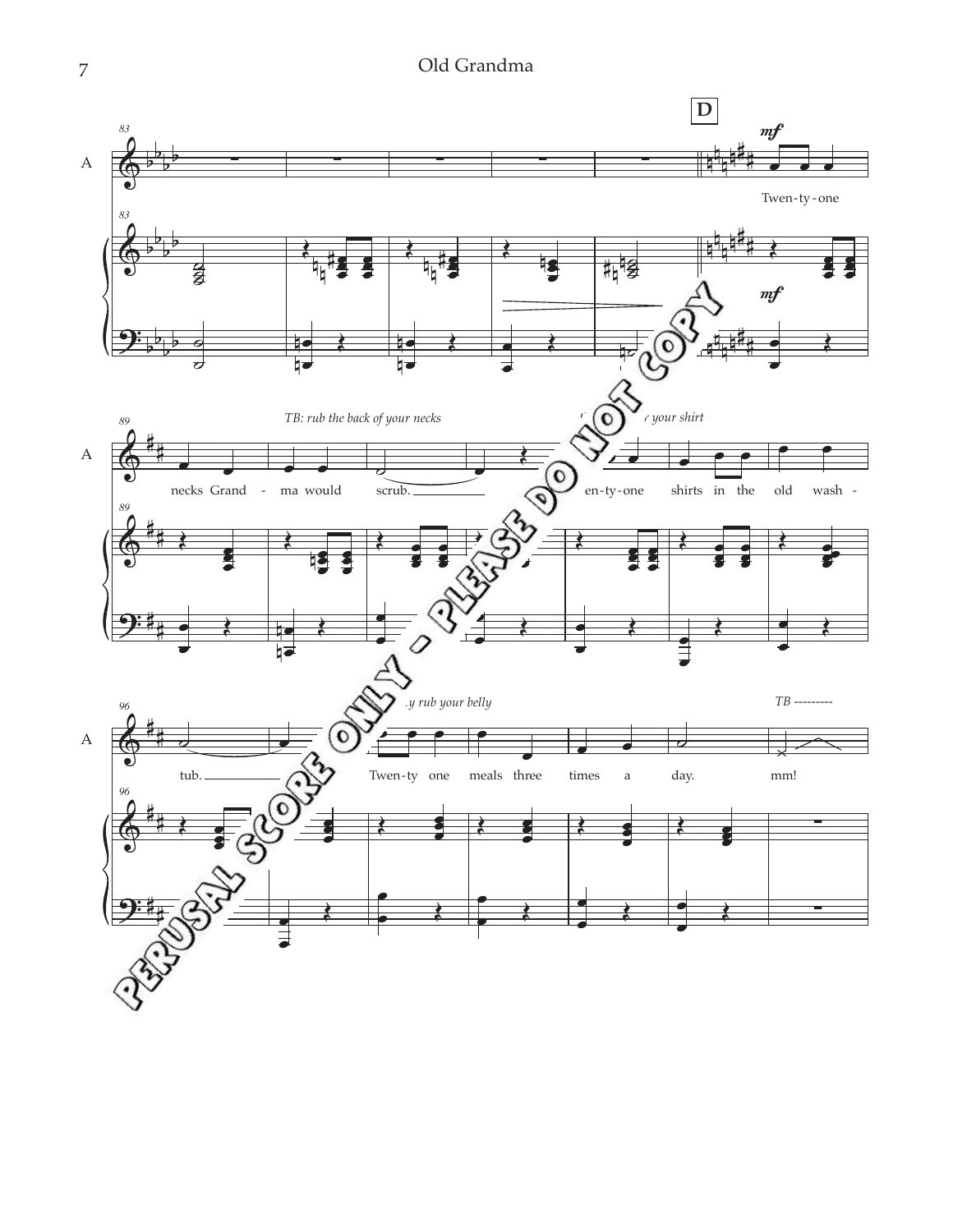Old Grandma

D

*mf*

Twen-ty-one necks Grand - ma would scrub. en-ty-one shirts in the old wash - tub. Twen-ty one meals three times a day. mm!

*TB: rub the back of your necks*

*your shirt*

*y rub your belly*

*TB ---------*

PERUSAL SCORE ONLY - PLEASE DO NOT COPY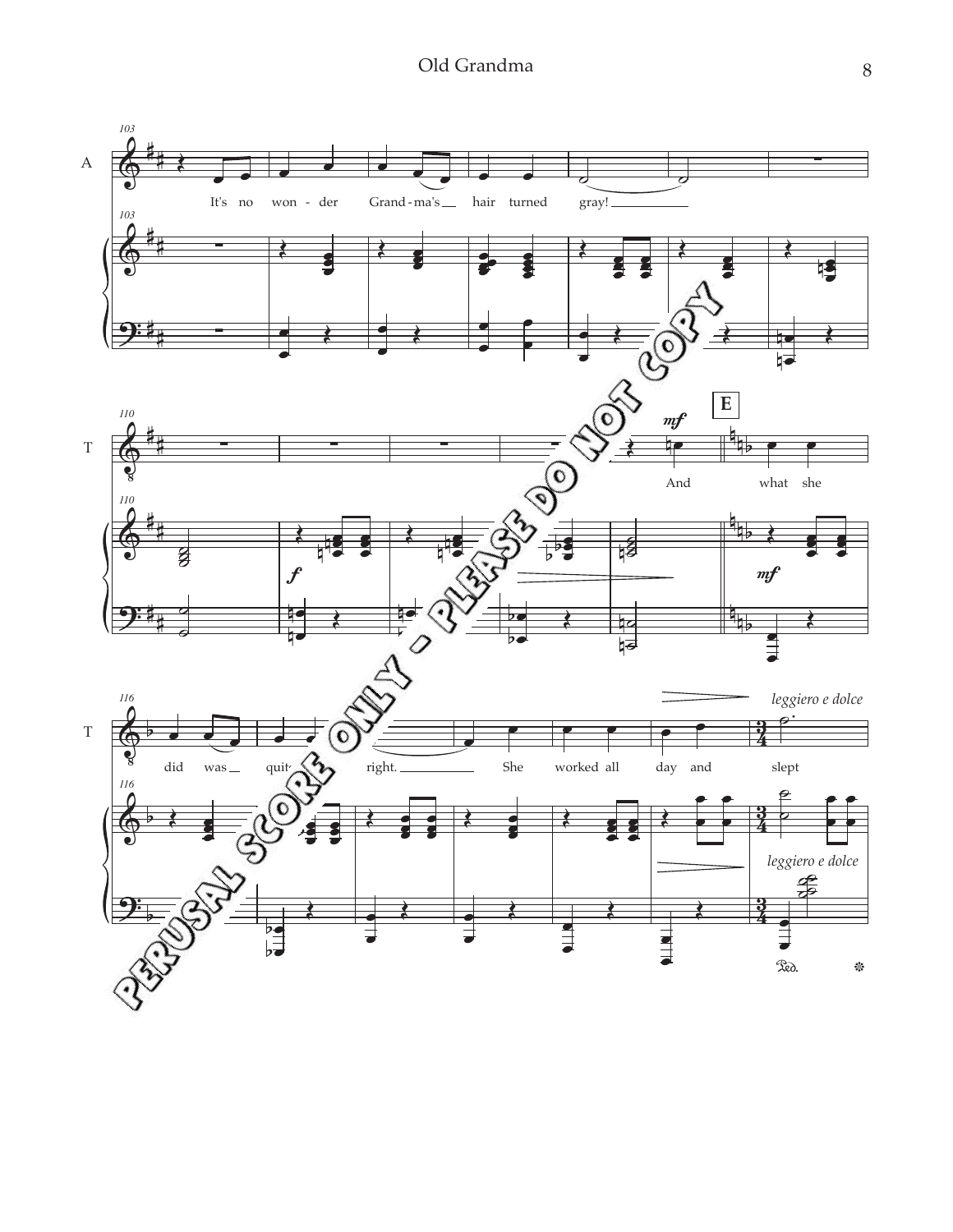It's no wonder Grandma's hair turned gray!

And what she did was quite right. She worked all day and slept

*leggiero e dolce*

PERUSAL SCORE ONLY – PLEASE DO NOT COPY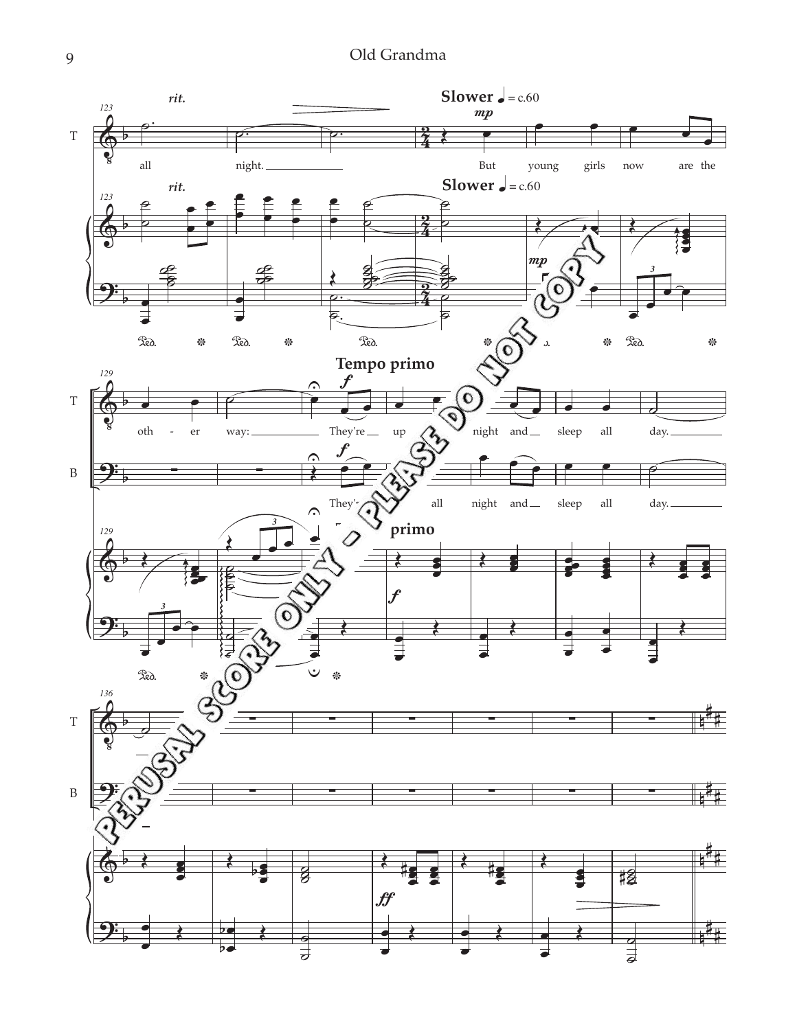rit.

Slower ♩ = c.60

all night. But young girls now are the

oth - er way: They're up all night and sleep all day.

They're up all night and sleep all day.

Tempo primo

PERUSAL SCORE ONLY - PLEASE DO NOT COPY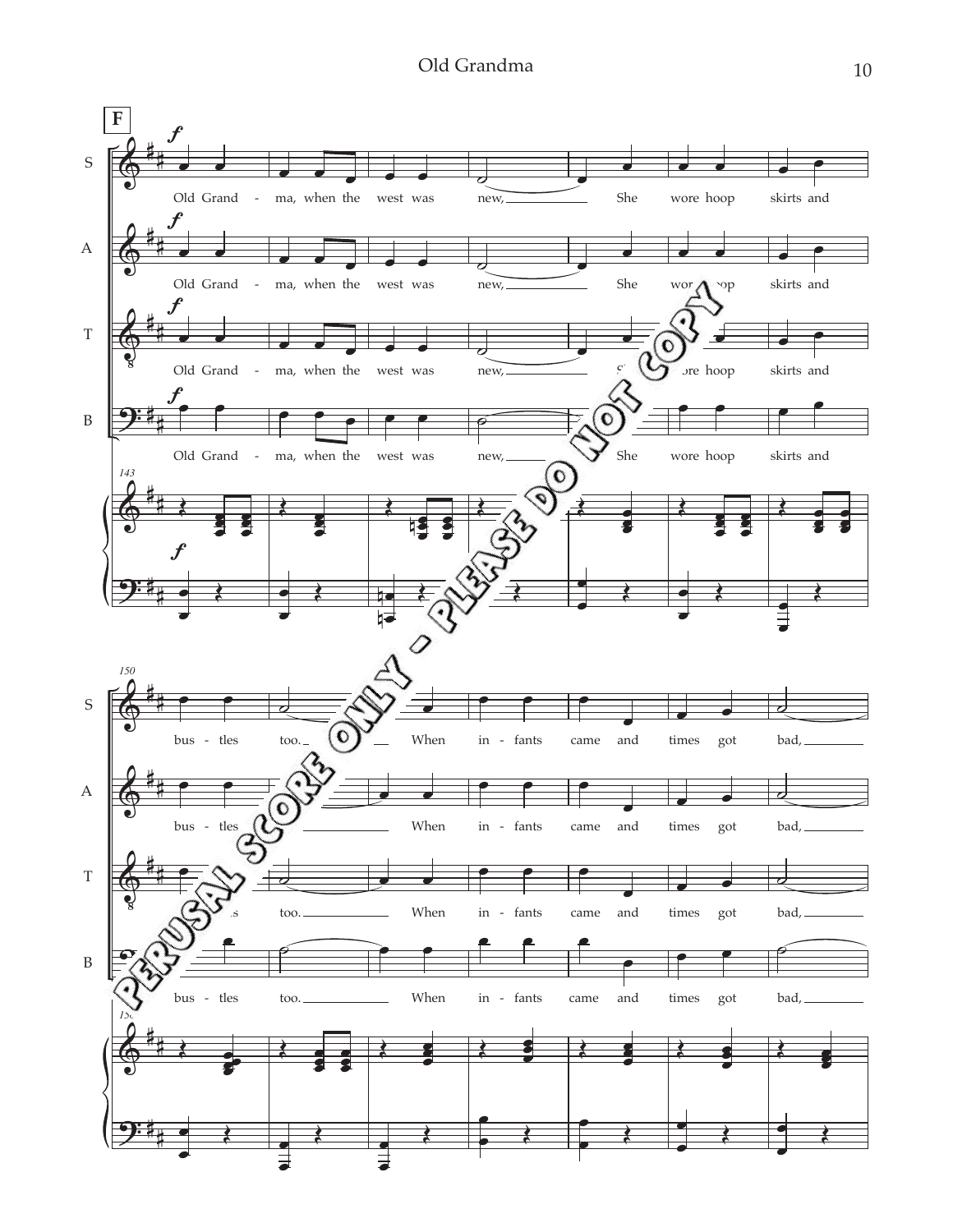**F**

Old Grand - ma, when the west was new, She wore hoop skirts and

bus - tles too. When in - fants came and times got bad,

PERUSAL SCORE ONLY - PLEASE DO NOT COPY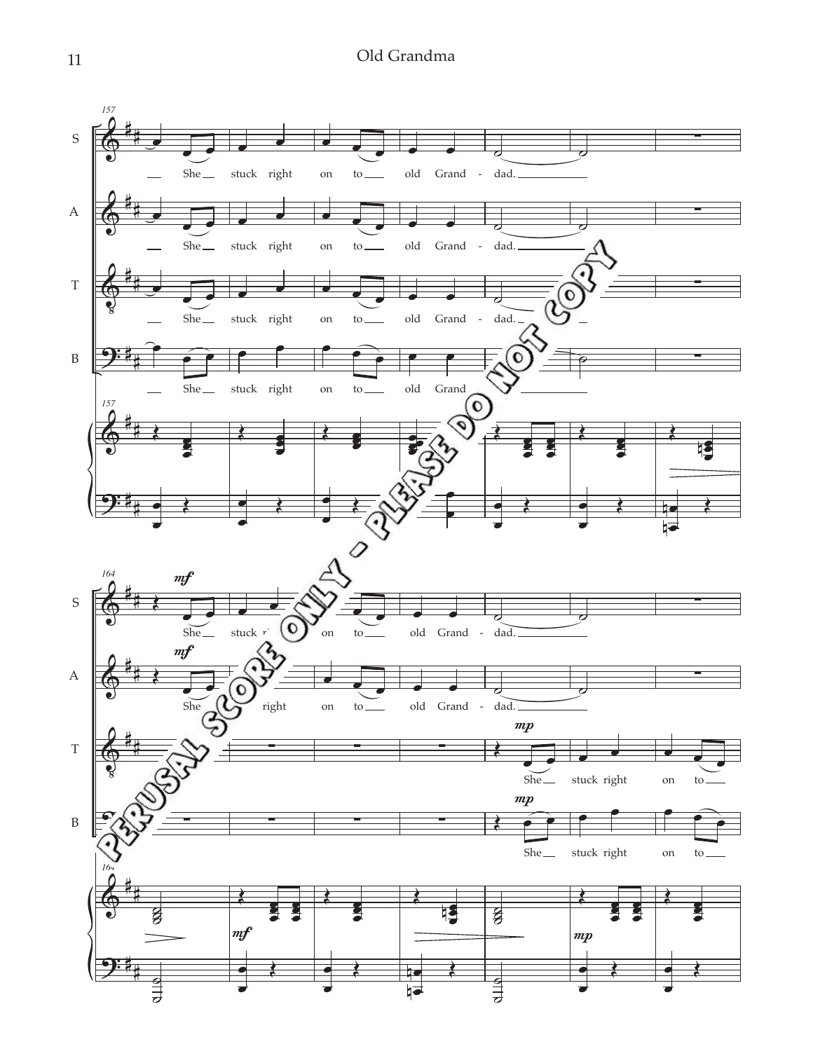PERUSAL SCORE ONLY - PLEASE DO NOT COPY

157

S: She stuck right on to old Grand - dad.

A: She stuck right on to old Grand - dad.

T: She stuck right on to old Grand - dad.

B: She stuck right on to old Grand - dad.

164

S: *mf* She stuck right on to old Grand - dad.

A: *mf* She stuck right on to old Grand - dad.

T: *mp* She stuck right on to

B: *mp* She stuck right on to